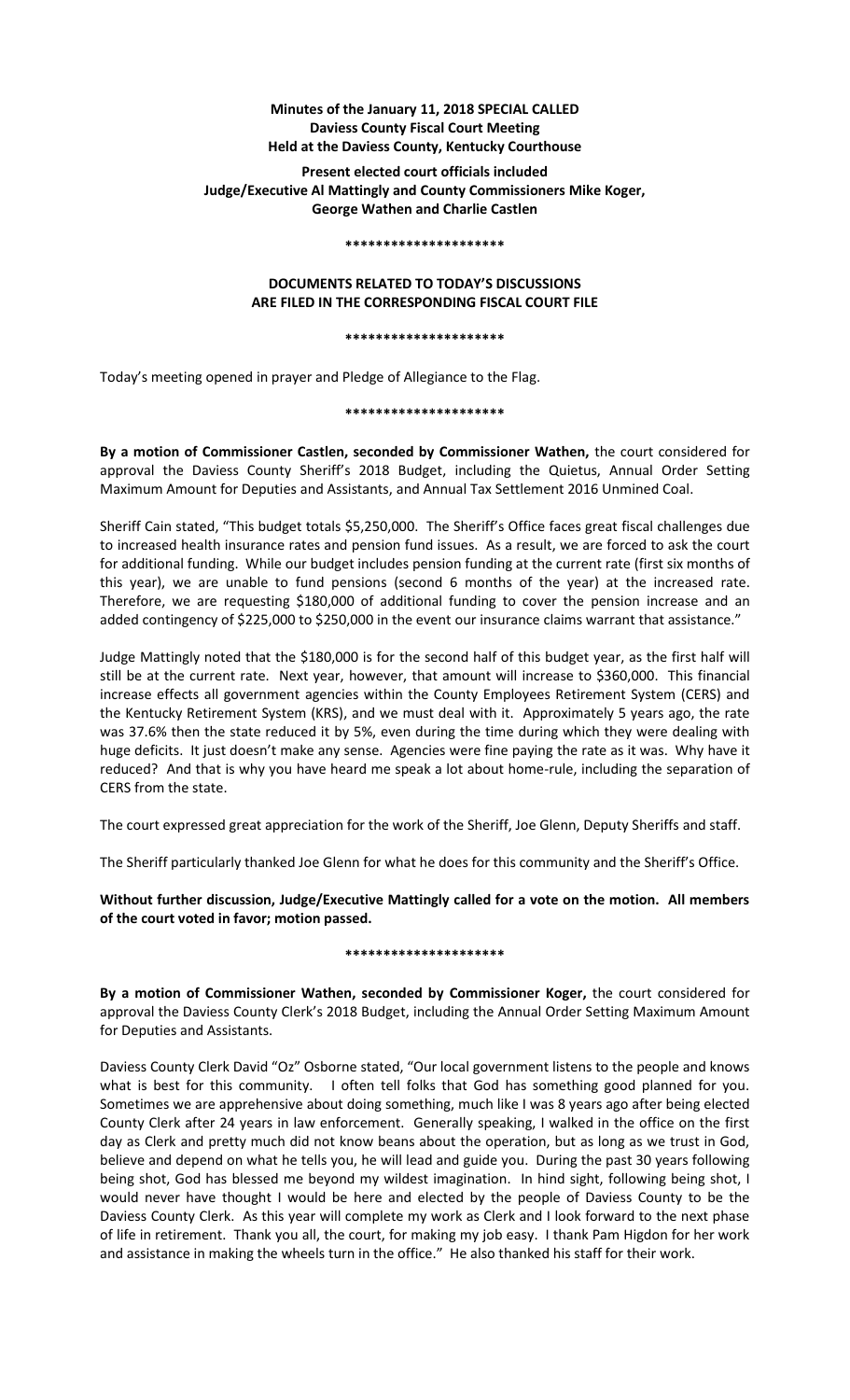**Minutes of the January 11, 2018 SPECIAL CALLED**
**Daviess County Fiscal Court Meeting**
**Held at the Daviess County, Kentucky Courthouse**

**Present elected court officials included**
**Judge/Executive Al Mattingly and County Commissioners Mike Koger,**
**George Wathen and Charlie Castlen**

**********************

**DOCUMENTS RELATED TO TODAY'S DISCUSSIONS**
**ARE FILED IN THE CORRESPONDING FISCAL COURT FILE**

**********************

Today's meeting opened in prayer and Pledge of Allegiance to the Flag.

**********************

**By a motion of Commissioner Castlen, seconded by Commissioner Wathen,** the court considered for approval the Daviess County Sheriff's 2018 Budget, including the Quietus, Annual Order Setting Maximum Amount for Deputies and Assistants, and Annual Tax Settlement 2016 Unmined Coal.

Sheriff Cain stated, "This budget totals $5,250,000. The Sheriff's Office faces great fiscal challenges due to increased health insurance rates and pension fund issues. As a result, we are forced to ask the court for additional funding. While our budget includes pension funding at the current rate (first six months of this year), we are unable to fund pensions (second 6 months of the year) at the increased rate. Therefore, we are requesting $180,000 of additional funding to cover the pension increase and an added contingency of $225,000 to $250,000 in the event our insurance claims warrant that assistance."

Judge Mattingly noted that the $180,000 is for the second half of this budget year, as the first half will still be at the current rate. Next year, however, that amount will increase to $360,000. This financial increase effects all government agencies within the County Employees Retirement System (CERS) and the Kentucky Retirement System (KRS), and we must deal with it. Approximately 5 years ago, the rate was 37.6% then the state reduced it by 5%, even during the time during which they were dealing with huge deficits. It just doesn't make any sense. Agencies were fine paying the rate as it was. Why have it reduced? And that is why you have heard me speak a lot about home-rule, including the separation of CERS from the state.

The court expressed great appreciation for the work of the Sheriff, Joe Glenn, Deputy Sheriffs and staff.

The Sheriff particularly thanked Joe Glenn for what he does for this community and the Sheriff's Office.

**Without further discussion, Judge/Executive Mattingly called for a vote on the motion. All members of the court voted in favor; motion passed.**

**********************

**By a motion of Commissioner Wathen, seconded by Commissioner Koger,** the court considered for approval the Daviess County Clerk's 2018 Budget, including the Annual Order Setting Maximum Amount for Deputies and Assistants.

Daviess County Clerk David "Oz" Osborne stated, "Our local government listens to the people and knows what is best for this community. I often tell folks that God has something good planned for you. Sometimes we are apprehensive about doing something, much like I was 8 years ago after being elected County Clerk after 24 years in law enforcement. Generally speaking, I walked in the office on the first day as Clerk and pretty much did not know beans about the operation, but as long as we trust in God, believe and depend on what he tells you, he will lead and guide you. During the past 30 years following being shot, God has blessed me beyond my wildest imagination. In hind sight, following being shot, I would never have thought I would be here and elected by the people of Daviess County to be the Daviess County Clerk. As this year will complete my work as Clerk and I look forward to the next phase of life in retirement. Thank you all, the court, for making my job easy. I thank Pam Higdon for her work and assistance in making the wheels turn in the office." He also thanked his staff for their work.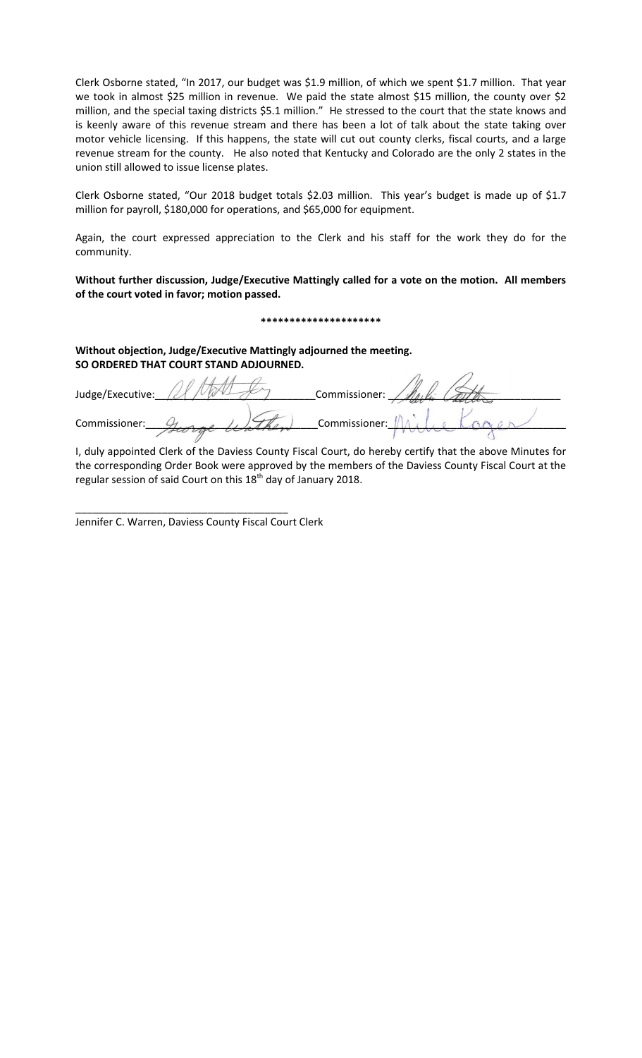Clerk Osborne stated, "In 2017, our budget was $1.9 million, of which we spent $1.7 million. That year we took in almost $25 million in revenue. We paid the state almost $15 million, the county over $2 million, and the special taxing districts $5.1 million." He stressed to the court that the state knows and is keenly aware of this revenue stream and there has been a lot of talk about the state taking over motor vehicle licensing. If this happens, the state will cut out county clerks, fiscal courts, and a large revenue stream for the county. He also noted that Kentucky and Colorado are the only 2 states in the union still allowed to issue license plates.

Clerk Osborne stated, "Our 2018 budget totals $2.03 million. This year's budget is made up of $1.7 million for payroll, $180,000 for operations, and $65,000 for equipment.

Again, the court expressed appreciation to the Clerk and his staff for the work they do for the community.

**Without further discussion, Judge/Executive Mattingly called for a vote on the motion. All members of the court voted in favor; motion passed.**

**********************

**Without objection, Judge/Executive Mattingly adjourned the meeting.**
**SO ORDERED THAT COURT STAND ADJOURNED.**

Judge/Executive:\_\_\_\_\_\_\_\_\_\_\_\_\_\_\_\_\_\_\_\_ Commissioner:\_\_\_\_\_\_\_\_\_\_\_\_\_\_\_\_\_\_\_\_

Commissioner:\_\_\_\_\_\_\_\_\_\_\_\_\_\_\_\_\_\_\_\_ Commissioner:\_\_\_\_\_\_\_\_\_\_\_\_\_\_\_\_\_\_\_\_

I, duly appointed Clerk of the Daviess County Fiscal Court, do hereby certify that the above Minutes for the corresponding Order Book were approved by the members of the Daviess County Fiscal Court at the regular session of said Court on this 18th day of January 2018.

\_\_\_\_\_\_\_\_\_\_\_\_\_\_\_\_\_\_\_\_\_\_\_\_\_\_\_\_\_\_\_\_\_\_\_\_
Jennifer C. Warren, Daviess County Fiscal Court Clerk